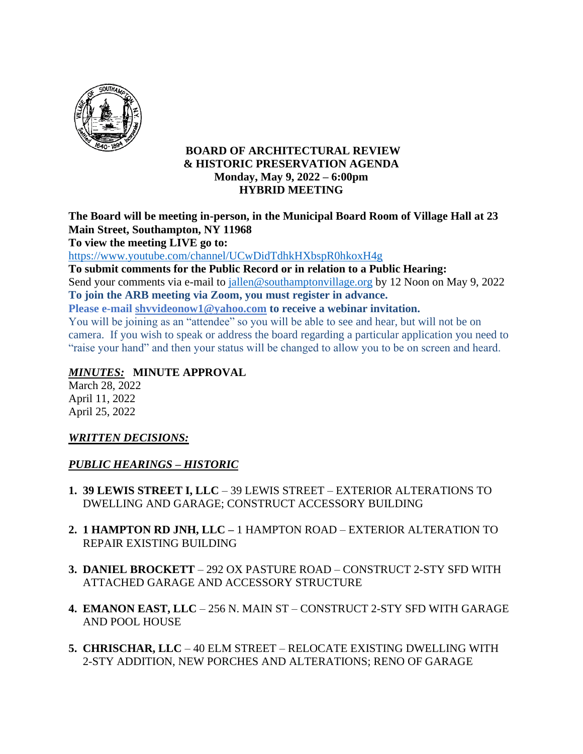**BOARD OF ARCHITECTURAL REVIEW**
**& HISTORIC PRESERVATION AGENDA**
**Monday, May 9, 2022 – 6:00pm**
**HYBRID MEETING**

**The Board will be meeting in-person, in the Municipal Board Room of Village Hall at 23 Main Street, Southampton, NY 11968**

**To view the meeting LIVE go to:**
https://www.youtube.com/channel/UCwDidTdhkHXbspR0hkoxH4g

**To submit comments for the Public Record or in relation to a Public Hearing:**
Send your comments via e-mail to jallen@southamptonvillage.org by 12 Noon on May 9, 2022

**To join the ARB meeting via Zoom, you must register in advance.**
**Please e-mail shvvideonow1@yahoo.com to receive a webinar invitation.**
You will be joining as an "attendee" so you will be able to see and hear, but will not be on camera. If you wish to speak or address the board regarding a particular application you need to "raise your hand" and then your status will be changed to allow you to be on screen and heard.

***MINUTES:*** **MINUTE APPROVAL**

March 28, 2022
April 11, 2022
April 25, 2022

***WRITTEN DECISIONS:***

***PUBLIC HEARINGS – HISTORIC***

1. **39 LEWIS STREET I, LLC** – 39 LEWIS STREET – EXTERIOR ALTERATIONS TO DWELLING AND GARAGE; CONSTRUCT ACCESSORY BUILDING
2. **1 HAMPTON RD JNH, LLC –** 1 HAMPTON ROAD – EXTERIOR ALTERATION TO REPAIR EXISTING BUILDING
3. **DANIEL BROCKETT** – 292 OX PASTURE ROAD – CONSTRUCT 2-STY SFD WITH ATTACHED GARAGE AND ACCESSORY STRUCTURE
4. **EMANON EAST, LLC** – 256 N. MAIN ST – CONSTRUCT 2-STY SFD WITH GARAGE AND POOL HOUSE
5. **CHRISCHAR, LLC** – 40 ELM STREET – RELOCATE EXISTING DWELLING WITH 2-STY ADDITION, NEW PORCHES AND ALTERATIONS; RENO OF GARAGE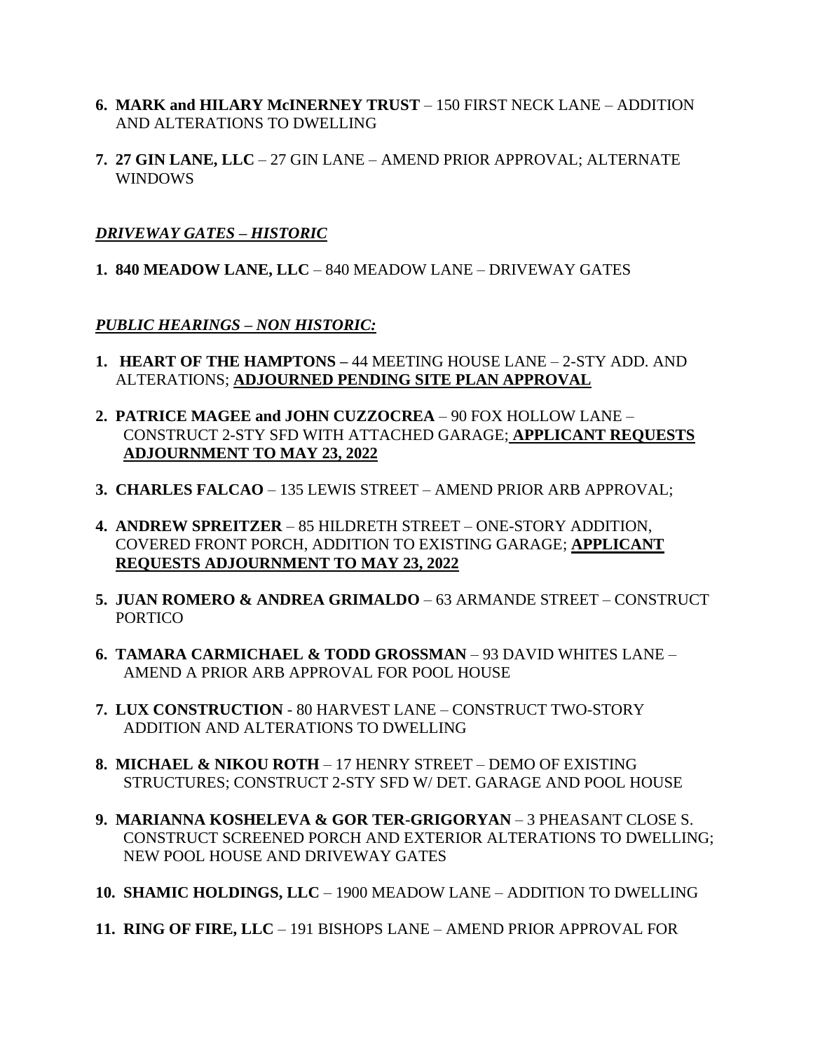6. **MARK and HILARY McINERNEY TRUST** – 150 FIRST NECK LANE – ADDITION AND ALTERATIONS TO DWELLING

7. **27 GIN LANE, LLC** – 27 GIN LANE – AMEND PRIOR APPROVAL; ALTERNATE WINDOWS

***DRIVEWAY GATES – HISTORIC***

1. **840 MEADOW LANE, LLC** – 840 MEADOW LANE – DRIVEWAY GATES

***PUBLIC HEARINGS – NON HISTORIC:***

1. **HEART OF THE HAMPTONS –** 44 MEETING HOUSE LANE – 2-STY ADD. AND ALTERATIONS; **ADJOURNED PENDING SITE PLAN APPROVAL**

2. **PATRICE MAGEE and JOHN CUZZOCREA** – 90 FOX HOLLOW LANE – CONSTRUCT 2-STY SFD WITH ATTACHED GARAGE; **APPLICANT REQUESTS ADJOURNMENT TO MAY 23, 2022**

3. **CHARLES FALCAO** – 135 LEWIS STREET – AMEND PRIOR ARB APPROVAL;

4. **ANDREW SPREITZER** – 85 HILDRETH STREET – ONE-STORY ADDITION, COVERED FRONT PORCH, ADDITION TO EXISTING GARAGE; **APPLICANT REQUESTS ADJOURNMENT TO MAY 23, 2022**

5. **JUAN ROMERO & ANDREA GRIMALDO** – 63 ARMANDE STREET – CONSTRUCT PORTICO

6. **TAMARA CARMICHAEL & TODD GROSSMAN** – 93 DAVID WHITES LANE – AMEND A PRIOR ARB APPROVAL FOR POOL HOUSE

7. **LUX CONSTRUCTION** - 80 HARVEST LANE – CONSTRUCT TWO-STORY ADDITION AND ALTERATIONS TO DWELLING

8. **MICHAEL & NIKOU ROTH** – 17 HENRY STREET – DEMO OF EXISTING STRUCTURES; CONSTRUCT 2-STY SFD W/ DET. GARAGE AND POOL HOUSE

9. **MARIANNA KOSHELEVA & GOR TER-GRIGORYAN** – 3 PHEASANT CLOSE S. CONSTRUCT SCREENED PORCH AND EXTERIOR ALTERATIONS TO DWELLING; NEW POOL HOUSE AND DRIVEWAY GATES

10. **SHAMIC HOLDINGS, LLC** – 1900 MEADOW LANE – ADDITION TO DWELLING

11. **RING OF FIRE, LLC** – 191 BISHOPS LANE – AMEND PRIOR APPROVAL FOR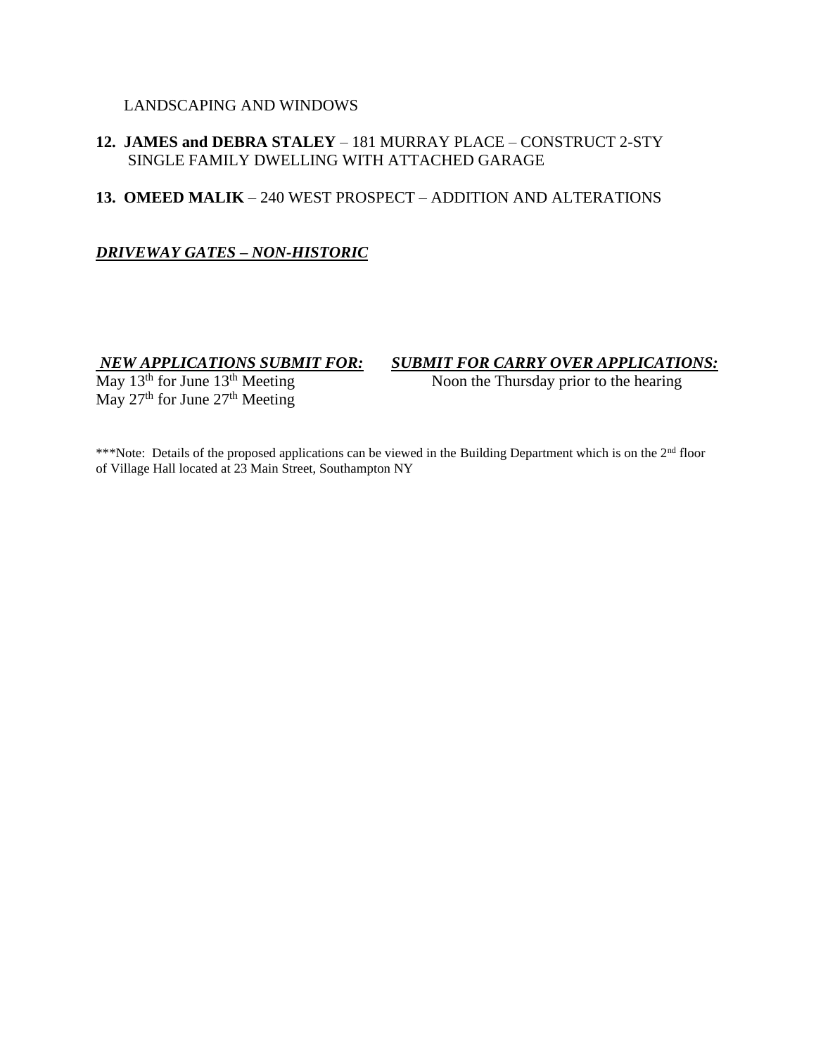LANDSCAPING AND WINDOWS

12. **JAMES and DEBRA STALEY** – 181 MURRAY PLACE – CONSTRUCT 2-STY SINGLE FAMILY DWELLING WITH ATTACHED GARAGE

13. **OMEED MALIK** – 240 WEST PROSPECT – ADDITION AND ALTERATIONS

***DRIVEWAY GATES – NON-HISTORIC***

***NEW APPLICATIONS SUBMIT FOR:***

May 13th for June 13th Meeting

May 27th for June 27th Meeting

***SUBMIT FOR CARRY OVER APPLICATIONS:***

Noon the Thursday prior to the hearing

***Note: Details of the proposed applications can be viewed in the Building Department which is on the 2nd floor of Village Hall located at 23 Main Street, Southampton NY